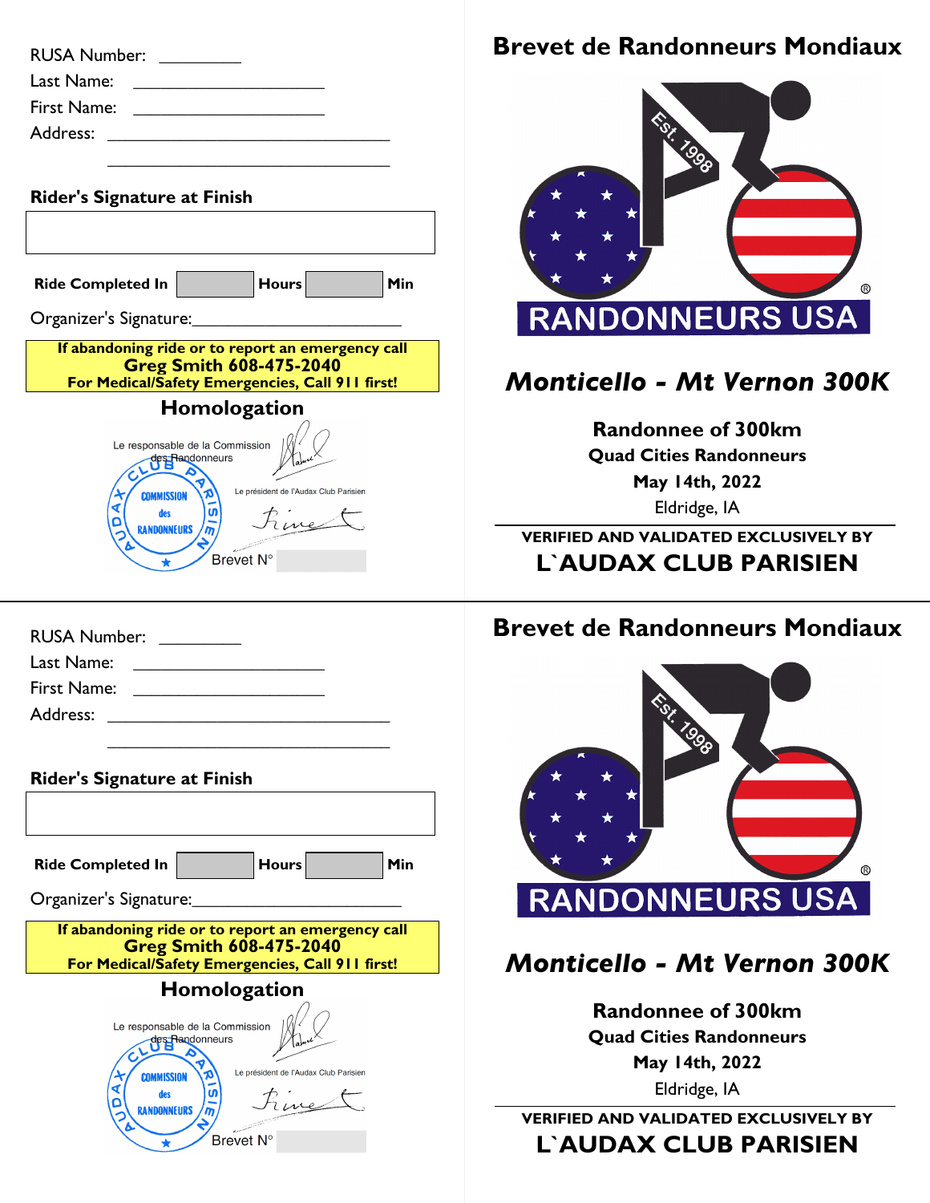RUSA Number: _________

Last Name: ____________________

First Name: ____________________

Address: ________________________________

________________________________

**Rider's Signature at Finish**

| |
|---|
| |

**Ride Completed In** ______ **Hours** ______ **Min**

Organizer's Signature:______________________

**If abandoning ride or to report an emergency call**
**Greg Smith 608-475-2040**
**For Medical/Safety Emergencies, Call 911 first!**

## Homologation

Le responsable de la Commission des Randonneurs

AUDAX CLUB PARISIEN — COMMISSION des RANDONNEURS

Le président de l'Audax Club Parisien

Brevet N° ______

# Brevet de Randonneurs Mondiaux

Est. 1998

RANDONNEURS USA ®

## *Monticello - Mt Vernon 300K*

**Randonnee of 300km**

**Quad Cities Randonneurs**

**May 14th, 2022**

Eldridge, IA

---

**VERIFIED AND VALIDATED EXCLUSIVELY BY**

**L`AUDAX CLUB PARISIEN**

---

RUSA Number: _________

Last Name: ____________________

First Name: ____________________

Address: ________________________________

________________________________

**Rider's Signature at Finish**

| |
|---|
| |

**Ride Completed In** ______ **Hours** ______ **Min**

Organizer's Signature:______________________

**If abandoning ride or to report an emergency call**
**Greg Smith 608-475-2040**
**For Medical/Safety Emergencies, Call 911 first!**

## Homologation

Le responsable de la Commission des Randonneurs

AUDAX CLUB PARISIEN — COMMISSION des RANDONNEURS

Le président de l'Audax Club Parisien

Brevet N° ______

# Brevet de Randonneurs Mondiaux

Est. 1998

RANDONNEURS USA ®

## *Monticello - Mt Vernon 300K*

**Randonnee of 300km**

**Quad Cities Randonneurs**

**May 14th, 2022**

Eldridge, IA

---

**VERIFIED AND VALIDATED EXCLUSIVELY BY**

**L`AUDAX CLUB PARISIEN**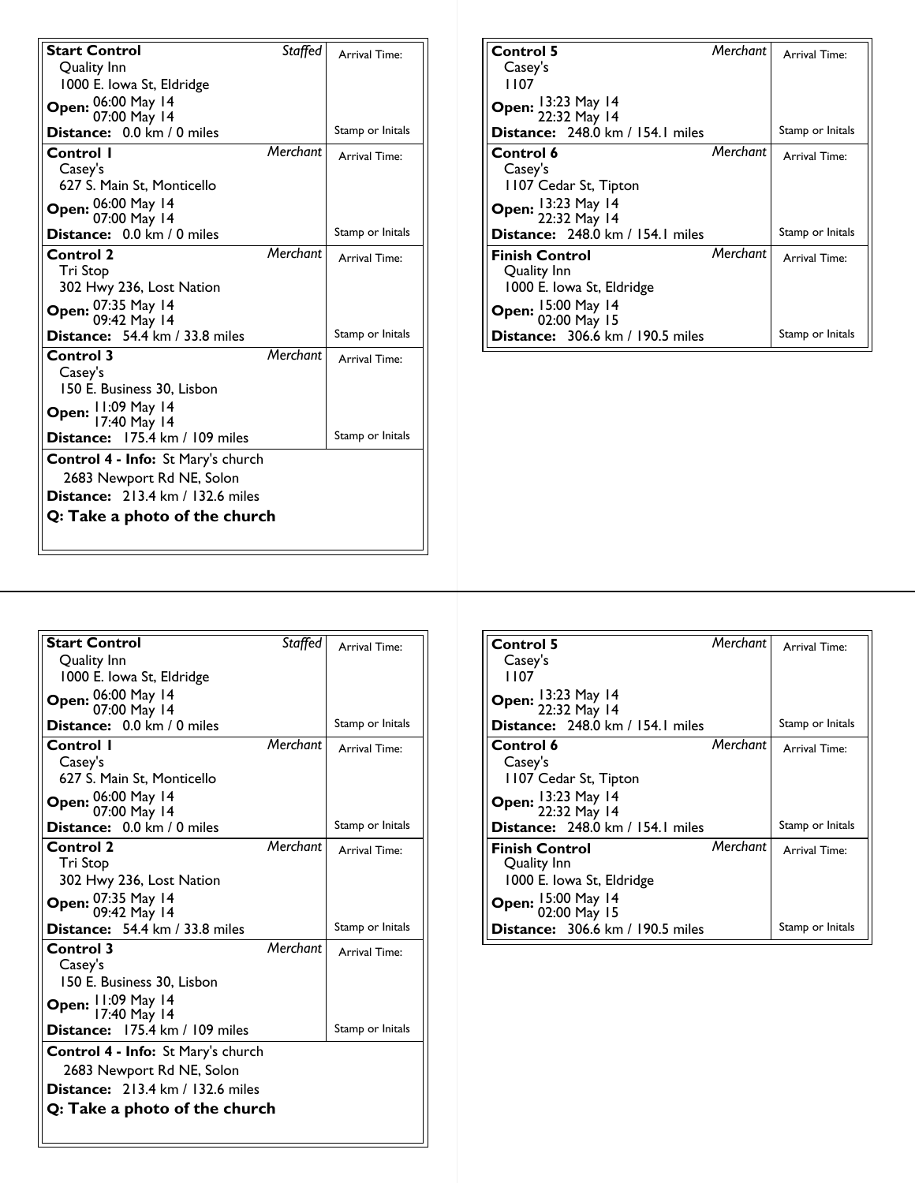| Control | Type | Arrival Time |
|---|---|---|
| **Start Control**<br>Quality Inn<br>1000 E. Iowa St, Eldridge<br>**Open:** 06:00 May 14<br>07:00 May 14<br>**Distance:** 0.0 km / 0 miles | *Staffed* | Arrival Time:<br><br>Stamp or Initals |
| **Control 1**<br>Casey's<br>627 S. Main St, Monticello<br>**Open:** 06:00 May 14<br>07:00 May 14<br>**Distance:** 0.0 km / 0 miles | *Merchant* | Arrival Time:<br><br>Stamp or Initals |
| **Control 2**<br>Tri Stop<br>302 Hwy 236, Lost Nation<br>**Open:** 07:35 May 14<br>09:42 May 14<br>**Distance:** 54.4 km / 33.8 miles | *Merchant* | Arrival Time:<br><br>Stamp or Initals |
| **Control 3**<br>Casey's<br>150 E. Business 30, Lisbon<br>**Open:** 11:09 May 14<br>17:40 May 14<br>**Distance:** 175.4 km / 109 miles | *Merchant* | Arrival Time:<br><br>Stamp or Initals |

**Control 4 - Info:** St Mary's church
2683 Newport Rd NE, Solon
**Distance:** 213.4 km / 132.6 miles
**Q: Take a photo of the church**

| Control | Type | Arrival Time |
|---|---|---|
| **Control 5**<br>Casey's<br>1107<br>**Open:** 13:23 May 14<br>22:32 May 14<br>**Distance:** 248.0 km / 154.1 miles | *Merchant* | Arrival Time:<br><br>Stamp or Initals |
| **Control 6**<br>Casey's<br>1107 Cedar St, Tipton<br>**Open:** 13:23 May 14<br>22:32 May 14<br>**Distance:** 248.0 km / 154.1 miles | *Merchant* | Arrival Time:<br><br>Stamp or Initals |
| **Finish Control**<br>Quality Inn<br>1000 E. Iowa St, Eldridge<br>**Open:** 15:00 May 14<br>02:00 May 15<br>**Distance:** 306.6 km / 190.5 miles | *Merchant* | Arrival Time:<br><br>Stamp or Initals |

| Control | Type | Arrival Time |
|---|---|---|
| **Start Control**<br>Quality Inn<br>1000 E. Iowa St, Eldridge<br>**Open:** 06:00 May 14<br>07:00 May 14<br>**Distance:** 0.0 km / 0 miles | *Staffed* | Arrival Time:<br><br>Stamp or Initals |
| **Control 1**<br>Casey's<br>627 S. Main St, Monticello<br>**Open:** 06:00 May 14<br>07:00 May 14<br>**Distance:** 0.0 km / 0 miles | *Merchant* | Arrival Time:<br><br>Stamp or Initals |
| **Control 2**<br>Tri Stop<br>302 Hwy 236, Lost Nation<br>**Open:** 07:35 May 14<br>09:42 May 14<br>**Distance:** 54.4 km / 33.8 miles | *Merchant* | Arrival Time:<br><br>Stamp or Initals |
| **Control 3**<br>Casey's<br>150 E. Business 30, Lisbon<br>**Open:** 11:09 May 14<br>17:40 May 14<br>**Distance:** 175.4 km / 109 miles | *Merchant* | Arrival Time:<br><br>Stamp or Initals |

**Control 4 - Info:** St Mary's church
2683 Newport Rd NE, Solon
**Distance:** 213.4 km / 132.6 miles
**Q: Take a photo of the church**

| Control | Type | Arrival Time |
|---|---|---|
| **Control 5**<br>Casey's<br>1107<br>**Open:** 13:23 May 14<br>22:32 May 14<br>**Distance:** 248.0 km / 154.1 miles | *Merchant* | Arrival Time:<br><br>Stamp or Initals |
| **Control 6**<br>Casey's<br>1107 Cedar St, Tipton<br>**Open:** 13:23 May 14<br>22:32 May 14<br>**Distance:** 248.0 km / 154.1 miles | *Merchant* | Arrival Time:<br><br>Stamp or Initals |
| **Finish Control**<br>Quality Inn<br>1000 E. Iowa St, Eldridge<br>**Open:** 15:00 May 14<br>02:00 May 15<br>**Distance:** 306.6 km / 190.5 miles | *Merchant* | Arrival Time:<br><br>Stamp or Initals |